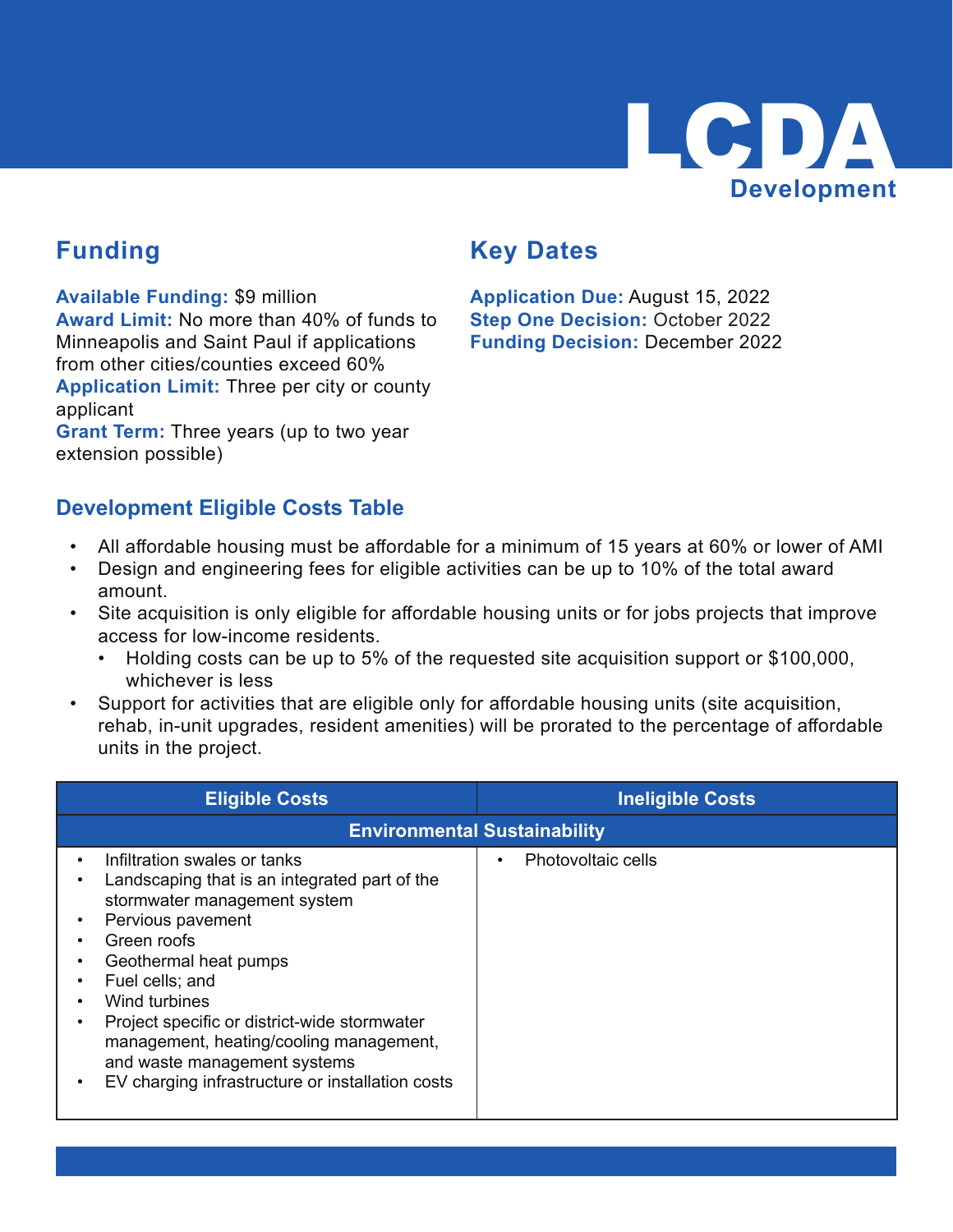# LCDA

## Development

## Funding

**Available Funding:** $9 million
**Award Limit:** No more than 40% of funds to Minneapolis and Saint Paul if applications from other cities/counties exceed 60%
**Application Limit:** Three per city or county applicant
**Grant Term:** Three years (up to two year extension possible)

## Key Dates

**Application Due:** August 15, 2022
**Step One Decision:** October 2022
**Funding Decision:** December 2022

### Development Eligible Costs Table

- All affordable housing must be affordable for a minimum of 15 years at 60% or lower of AMI
- Design and engineering fees for eligible activities can be up to 10% of the total award amount.
- Site acquisition is only eligible for affordable housing units or for jobs projects that improve access for low-income residents.
  - Holding costs can be up to 5% of the requested site acquisition support or $100,000, whichever is less
- Support for activities that are eligible only for affordable housing units (site acquisition, rehab, in-unit upgrades, resident amenities) will be prorated to the percentage of affordable units in the project.

| Eligible Costs | Ineligible Costs |
|---|---|
| **Environmental Sustainability** | |
| • Infiltration swales or tanks<br>• Landscaping that is an integrated part of the stormwater management system<br>• Pervious pavement<br>• Green roofs<br>• Geothermal heat pumps<br>• Fuel cells; and<br>• Wind turbines<br>• Project specific or district-wide stormwater management, heating/cooling management, and waste management systems<br>• EV charging infrastructure or installation costs | • Photovoltaic cells |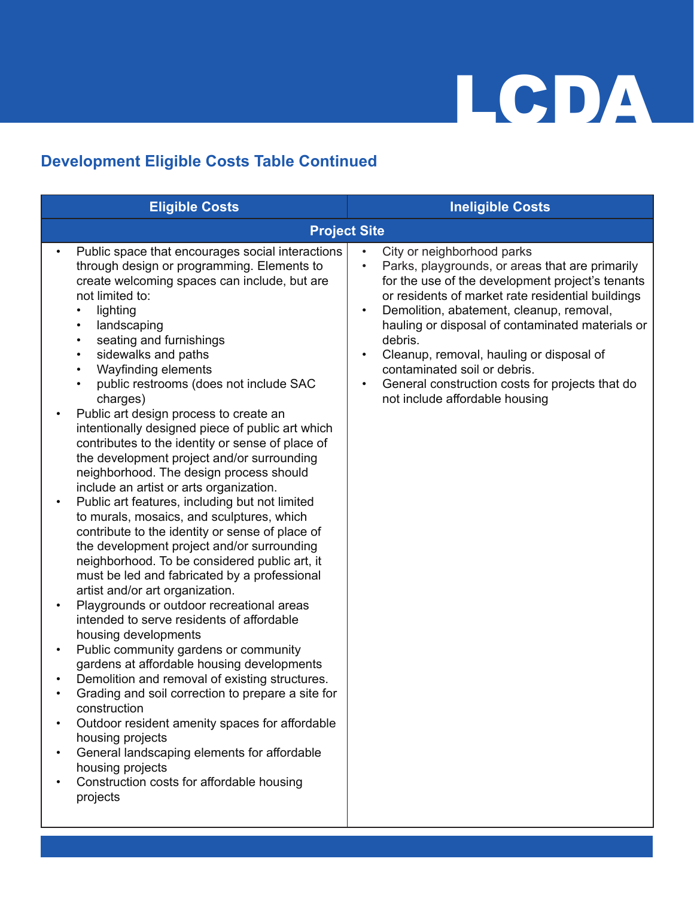## Development Eligible Costs Table Continued

| Eligible Costs | Ineligible Costs |
|---|---|
| **Project Site** | |
| • Public space that encourages social interactions through design or programming. Elements to create welcoming spaces can include, but are not limited to:<br>  ◦ lighting<br>  ◦ landscaping<br>  ◦ seating and furnishings<br>  ◦ sidewalks and paths<br>  ◦ Wayfinding elements<br>  ◦ public restrooms (does not include SAC charges)<br>• Public art design process to create an intentionally designed piece of public art which contributes to the identity or sense of place of the development project and/or surrounding neighborhood. The design process should include an artist or arts organization.<br>• Public art features, including but not limited to murals, mosaics, and sculptures, which contribute to the identity or sense of place of the development project and/or surrounding neighborhood. To be considered public art, it must be led and fabricated by a professional artist and/or art organization.<br>• Playgrounds or outdoor recreational areas intended to serve residents of affordable housing developments<br>• Public community gardens or community gardens at affordable housing developments<br>• Demolition and removal of existing structures.<br>• Grading and soil correction to prepare a site for construction<br>• Outdoor resident amenity spaces for affordable housing projects<br>• General landscaping elements for affordable housing projects<br>• Construction costs for affordable housing projects | • City or neighborhood parks<br>• Parks, playgrounds, or areas that are primarily for the use of the development project's tenants or residents of market rate residential buildings<br>• Demolition, abatement, cleanup, removal, hauling or disposal of contaminated materials or debris.<br>• Cleanup, removal, hauling or disposal of contaminated soil or debris.<br>• General construction costs for projects that do not include affordable housing |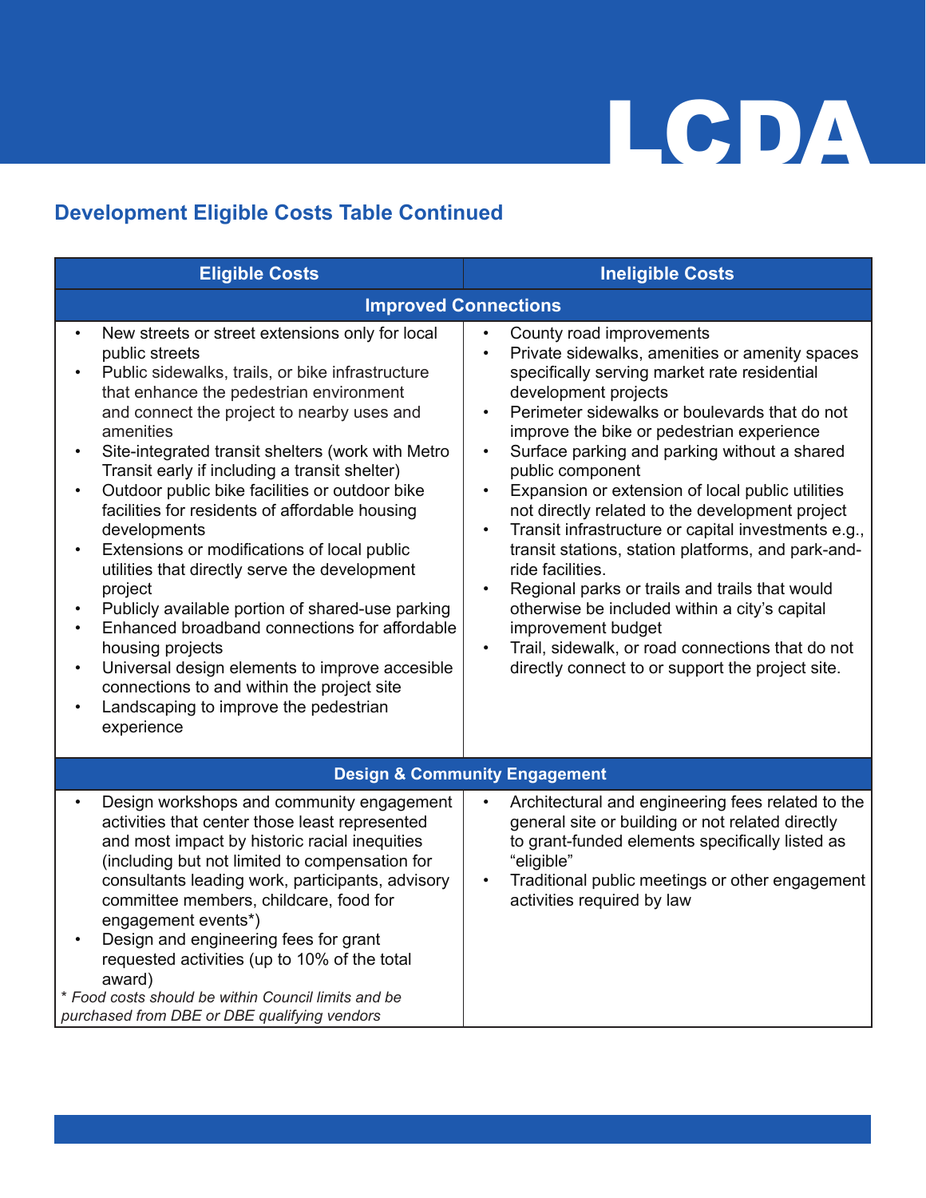## Development Eligible Costs Table Continued

| Eligible Costs | Ineligible Costs |
|---|---|
| **Improved Connections** | |
| • New streets or street extensions only for local public streets<br>• Public sidewalks, trails, or bike infrastructure that enhance the pedestrian environment and connect the project to nearby uses and amenities<br>• Site-integrated transit shelters (work with Metro Transit early if including a transit shelter)<br>• Outdoor public bike facilities or outdoor bike facilities for residents of affordable housing developments<br>• Extensions or modifications of local public utilities that directly serve the development project<br>• Publicly available portion of shared-use parking<br>• Enhanced broadband connections for affordable housing projects<br>• Universal design elements to improve accesible connections to and within the project site<br>• Landscaping to improve the pedestrian experience | • County road improvements<br>• Private sidewalks, amenities or amenity spaces specifically serving market rate residential development projects<br>• Perimeter sidewalks or boulevards that do not improve the bike or pedestrian experience<br>• Surface parking and parking without a shared public component<br>• Expansion or extension of local public utilities not directly related to the development project<br>• Transit infrastructure or capital investments e.g., transit stations, station platforms, and park-and-ride facilities.<br>• Regional parks or trails and trails that would otherwise be included within a city's capital improvement budget<br>• Trail, sidewalk, or road connections that do not directly connect to or support the project site. |
| **Design & Community Engagement** | |
| • Design workshops and community engagement activities that center those least represented and most impact by historic racial inequities (including but not limited to compensation for consultants leading work, participants, advisory committee members, childcare, food for engagement events*)<br>• Design and engineering fees for grant requested activities (up to 10% of the total award)<br>*\* Food costs should be within Council limits and be purchased from DBE or DBE qualifying vendors* | • Architectural and engineering fees related to the general site or building or not related directly to grant-funded elements specifically listed as "eligible"<br>• Traditional public meetings or other engagement activities required by law |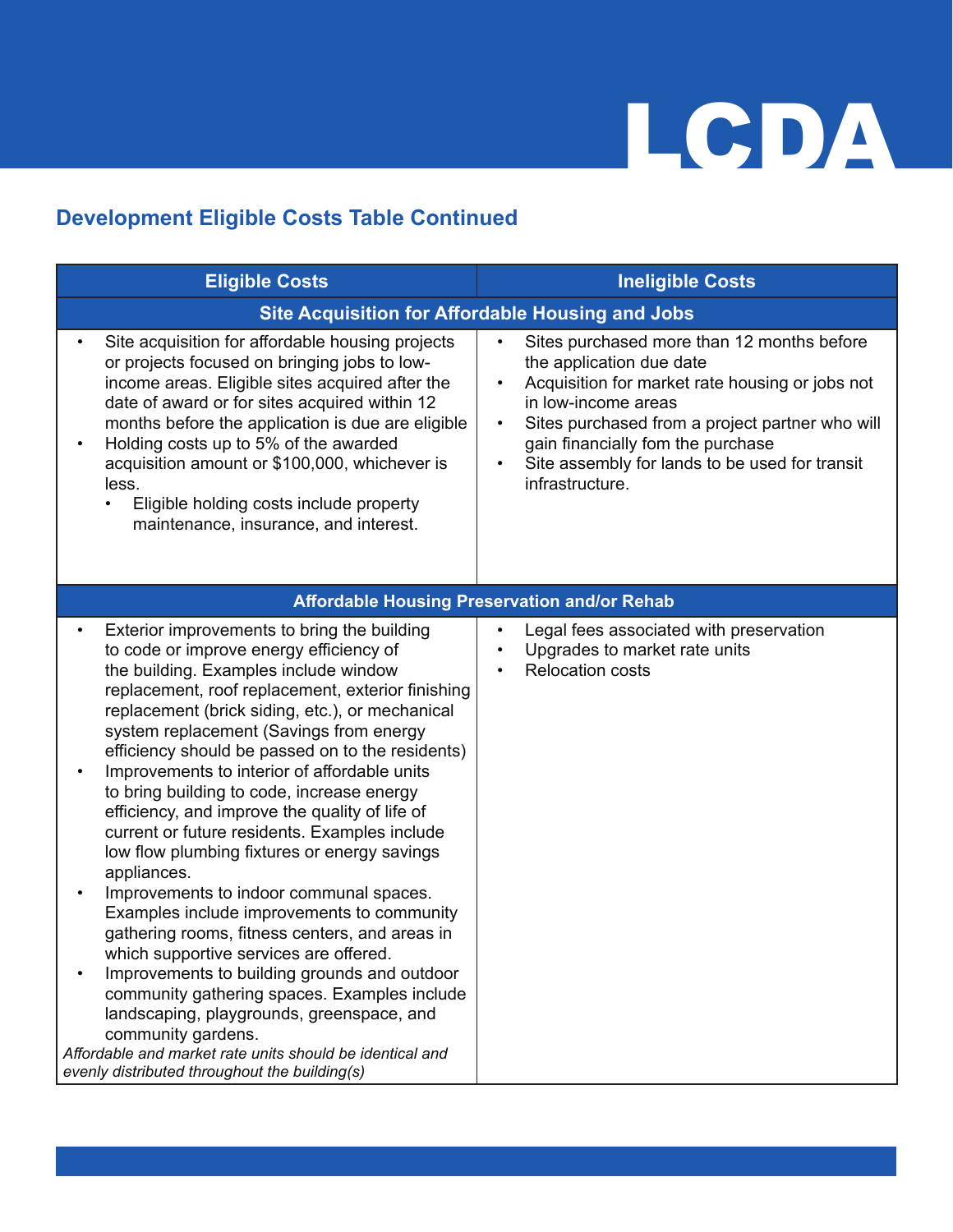## Development Eligible Costs Table Continued

| Eligible Costs | Ineligible Costs |
| --- | --- |
| **Site Acquisition for Affordable Housing and Jobs** | |
| • Site acquisition for affordable housing projects or projects focused on bringing jobs to low-income areas. Eligible sites acquired after the date of award or for sites acquired within 12 months before the application is due are eligible<br>• Holding costs up to 5% of the awarded acquisition amount or $100,000, whichever is less.<br>&nbsp;&nbsp;&nbsp;&nbsp;• Eligible holding costs include property maintenance, insurance, and interest. | • Sites purchased more than 12 months before the application due date<br>• Acquisition for market rate housing or jobs not in low-income areas<br>• Sites purchased from a project partner who will gain financially fom the purchase<br>• Site assembly for lands to be used for transit infrastructure. |
| **Affordable Housing Preservation and/or Rehab** | |
| • Exterior improvements to bring the building to code or improve energy efficiency of the building. Examples include window replacement, roof replacement, exterior finishing replacement (brick siding, etc.), or mechanical system replacement (Savings from energy efficiency should be passed on to the residents)<br>• Improvements to interior of affordable units to bring building to code, increase energy efficiency, and improve the quality of life of current or future residents. Examples include low flow plumbing fixtures or energy savings appliances.<br>• Improvements to indoor communal spaces. Examples include improvements to community gathering rooms, fitness centers, and areas in which supportive services are offered.<br>• Improvements to building grounds and outdoor community gathering spaces. Examples include landscaping, playgrounds, greenspace, and community gardens.<br>*Affordable and market rate units should be identical and evenly distributed throughout the building(s)* | • Legal fees associated with preservation<br>• Upgrades to market rate units<br>• Relocation costs |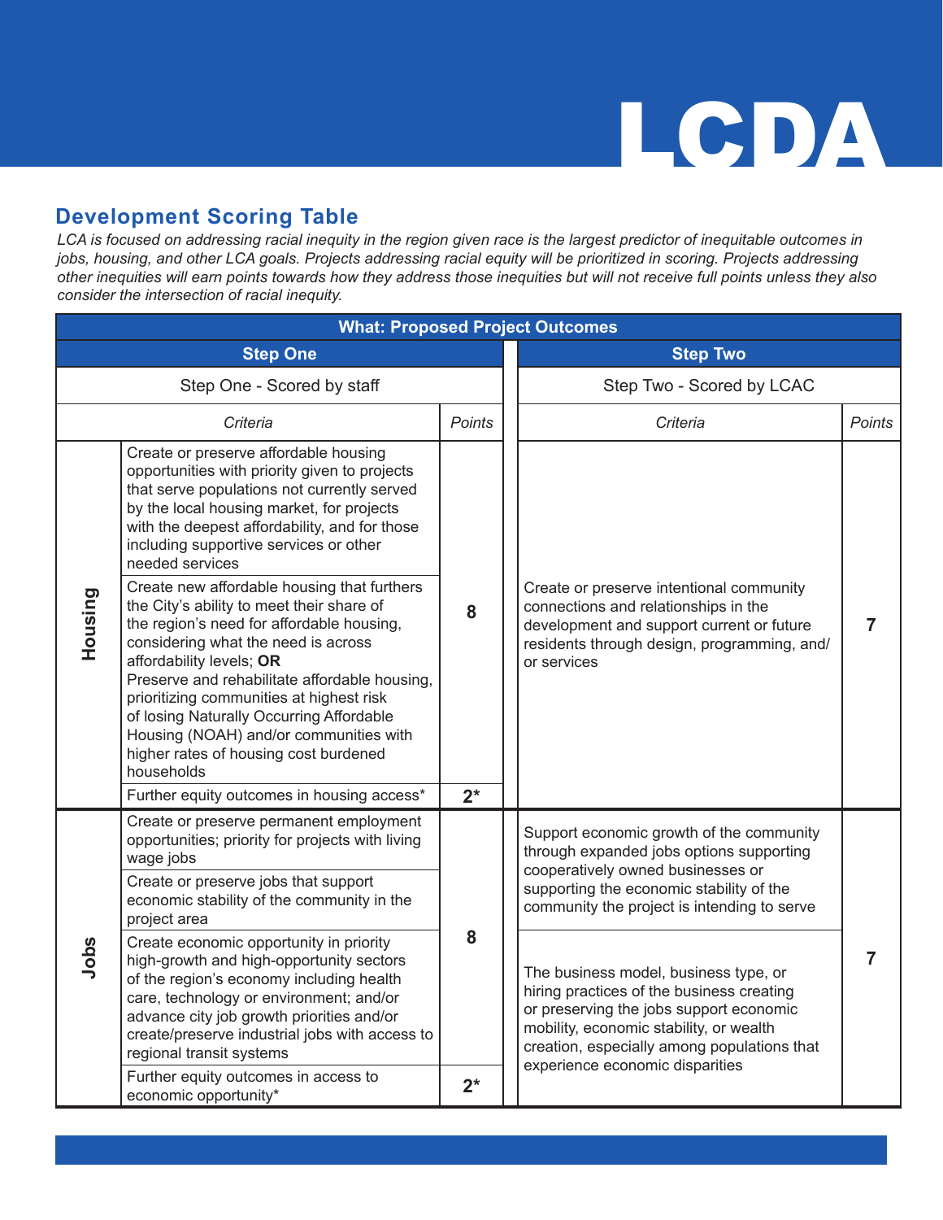# LCDA

## Development Scoring Table

*LCA is focused on addressing racial inequity in the region given race is the largest predictor of inequitable outcomes in jobs, housing, and other LCA goals. Projects addressing racial equity will be prioritized in scoring. Projects addressing other inequities will earn points towards how they address those inequities but will not receive full points unless they also consider the intersection of racial inequity.*

| What: Proposed Project Outcomes | | | | |
|---|---|---|---|---|
| **Step One** | | | **Step Two** | |
| Step One - Scored by staff | | | Step Two - Scored by LCAC | |
| | *Criteria* | *Points* | *Criteria* | *Points* |
| **Housing** | Create or preserve affordable housing opportunities with priority given to projects that serve populations not currently served by the local housing market, for projects with the deepest affordability, and for those including supportive services or other needed services | **8** | Create or preserve intentional community connections and relationships in the development and support current or future residents through design, programming, and/or services | **7** |
| | Create new affordable housing that furthers the City's ability to meet their share of the region's need for affordable housing, considering what the need is across affordability levels; **OR** Preserve and rehabilitate affordable housing, prioritizing communities at highest risk of losing Naturally Occurring Affordable Housing (NOAH) and/or communities with higher rates of housing cost burdened households | | | |
| | Further equity outcomes in housing access* | **2*** | | |
| **Jobs** | Create or preserve permanent employment opportunities; priority for projects with living wage jobs | **8** | Support economic growth of the community through expanded jobs options supporting cooperatively owned businesses or supporting the economic stability of the community the project is intending to serve | **7** |
| | Create or preserve jobs that support economic stability of the community in the project area | | | |
| | Create economic opportunity in priority high-growth and high-opportunity sectors of the region's economy including health care, technology or environment; and/or advance city job growth priorities and/or create/preserve industrial jobs with access to regional transit systems | | The business model, business type, or hiring practices of the business creating or preserving the jobs support economic mobility, economic stability, or wealth creation, especially among populations that experience economic disparities | |
| | Further equity outcomes in access to economic opportunity* | **2*** | | |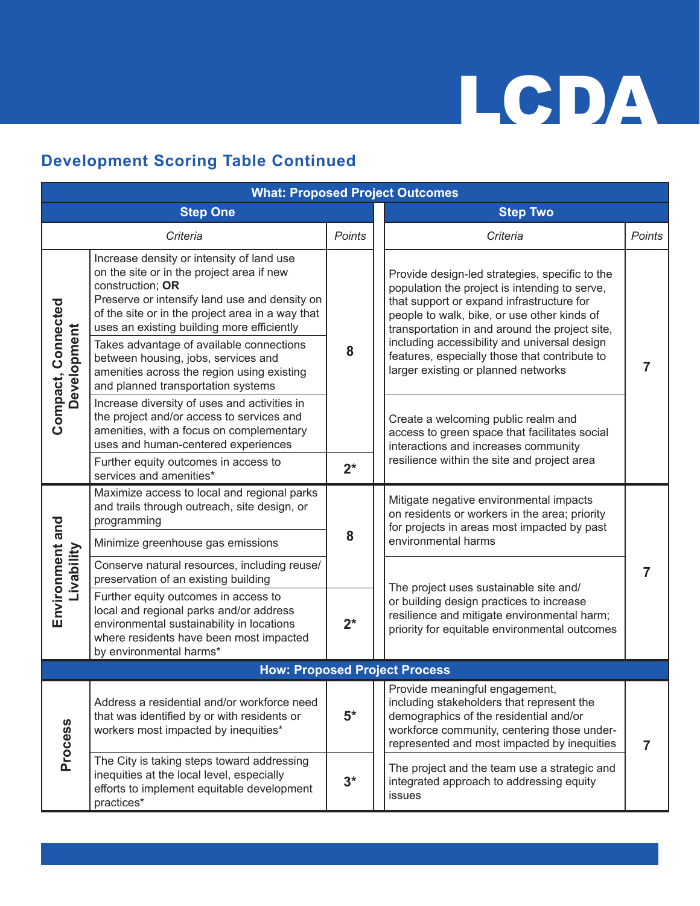# LCDA

## Development Scoring Table Continued

| What: Proposed Project Outcomes | | | | |
|---|---|---|---|---|
| | **Step One** | | **Step Two** | |
| | *Criteria* | *Points* | *Criteria* | *Points* |
| **Compact, Connected Development** | Increase density or intensity of land use on the site or in the project area if new construction; **OR** Preserve or intensify land use and density on of the site or in the project area in a way that uses an existing building more efficiently | 8 | Provide design-led strategies, specific to the population the project is intending to serve, that support or expand infrastructure for people to walk, bike, or use other kinds of transportation in and around the project site, including accessibility and universal design features, especially those that contribute to larger existing or planned networks | 7 |
| | Takes advantage of available connections between housing, jobs, services and amenities across the region using existing and planned transportation systems | | | |
| | Increase diversity of uses and activities in the project and/or access to services and amenities, with a focus on complementary uses and human-centered experiences | | Create a welcoming public realm and access to green space that facilitates social interactions and increases community resilience within the site and project area | |
| | Further equity outcomes in access to services and amenities* | 2* | | |
| **Environment and Livability** | Maximize access to local and regional parks and trails through outreach, site design, or programming | 8 | Mitigate negative environmental impacts on residents or workers in the area; priority for projects in areas most impacted by past environmental harms | 7 |
| | Minimize greenhouse gas emissions | | | |
| | Conserve natural resources, including reuse/preservation of an existing building | | The project uses sustainable site and/or building design practices to increase resilience and mitigate environmental harm; priority for equitable environmental outcomes | |
| | Further equity outcomes in access to local and regional parks and/or address environmental sustainability in locations where residents have been most impacted by environmental harms* | 2* | | |
| **How: Proposed Project Process** | | | | |
| **Process** | Address a residential and/or workforce need that was identified by or with residents or workers most impacted by inequities* | 5* | Provide meaningful engagement, including stakeholders that represent the demographics of the residential and/or workforce community, centering those under-represented and most impacted by inequities | 7 |
| | The City is taking steps toward addressing inequities at the local level, especially efforts to implement equitable development practices* | 3* | The project and the team use a strategic and integrated approach to addressing equity issues | |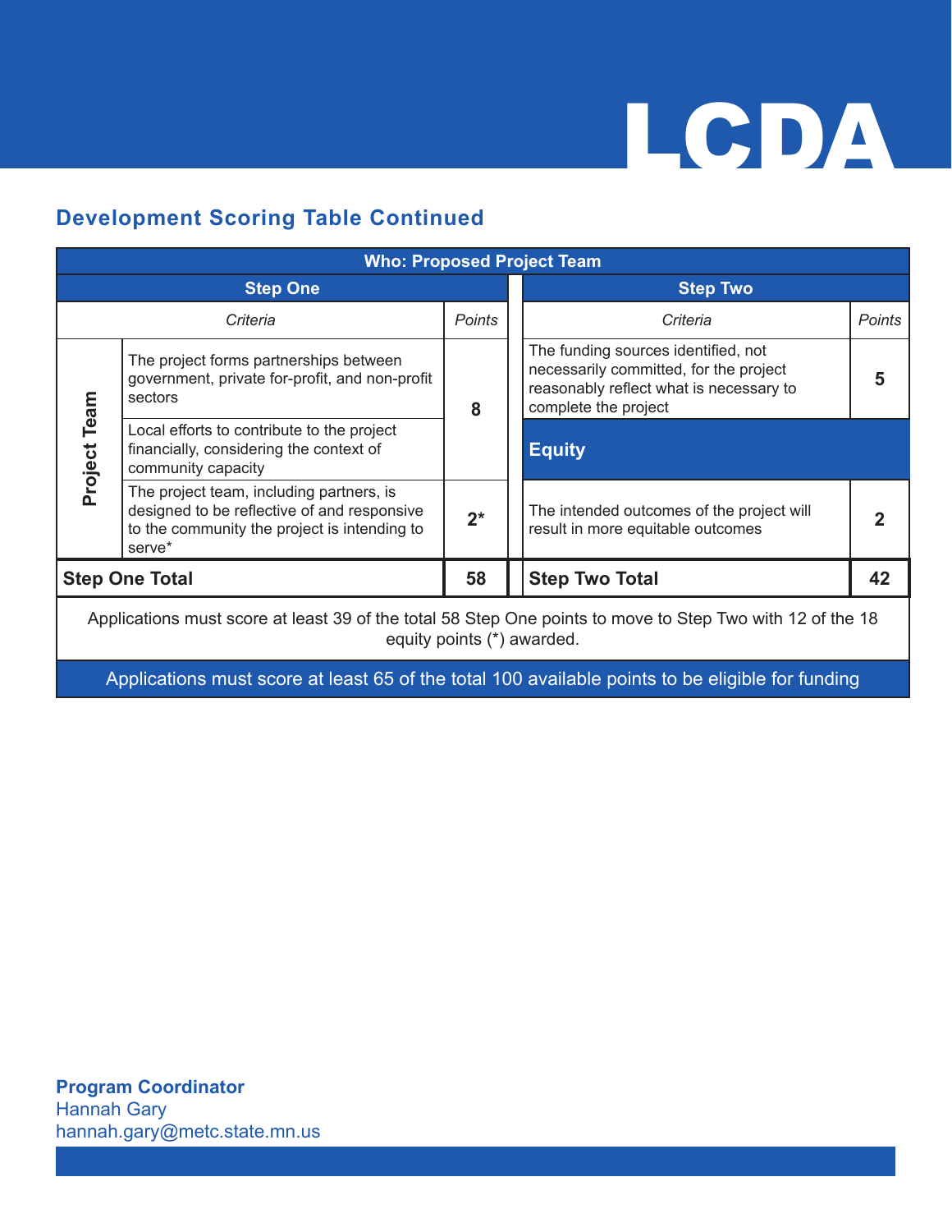## Development Scoring Table Continued

| Who: Proposed Project Team | | | | | |
|---|---|---|---|---|---|
| **Step One** | | | **Step Two** | | |
| | *Criteria* | *Points* | | *Criteria* | *Points* |
| **Project Team** | The project forms partnerships between government, private for-profit, and non-profit sectors | 8 | | The funding sources identified, not necessarily committed, for the project reasonably reflect what is necessary to complete the project | 5 |
| | Local efforts to contribute to the project financially, considering the context of community capacity | | **Equity** | | |
| | The project team, including partners, is designed to be reflective of and responsive to the community the project is intending to serve* | 2* | | The intended outcomes of the project will result in more equitable outcomes | 2 |
| **Step One Total** | | **58** | **Step Two Total** | | **42** |

Applications must score at least 39 of the total 58 Step One points to move to Step Two with 12 of the 18 equity points (*) awarded.

Applications must score at least 65 of the total 100 available points to be eligible for funding

**Program Coordinator**
Hannah Gary
hannah.gary@metc.state.mn.us